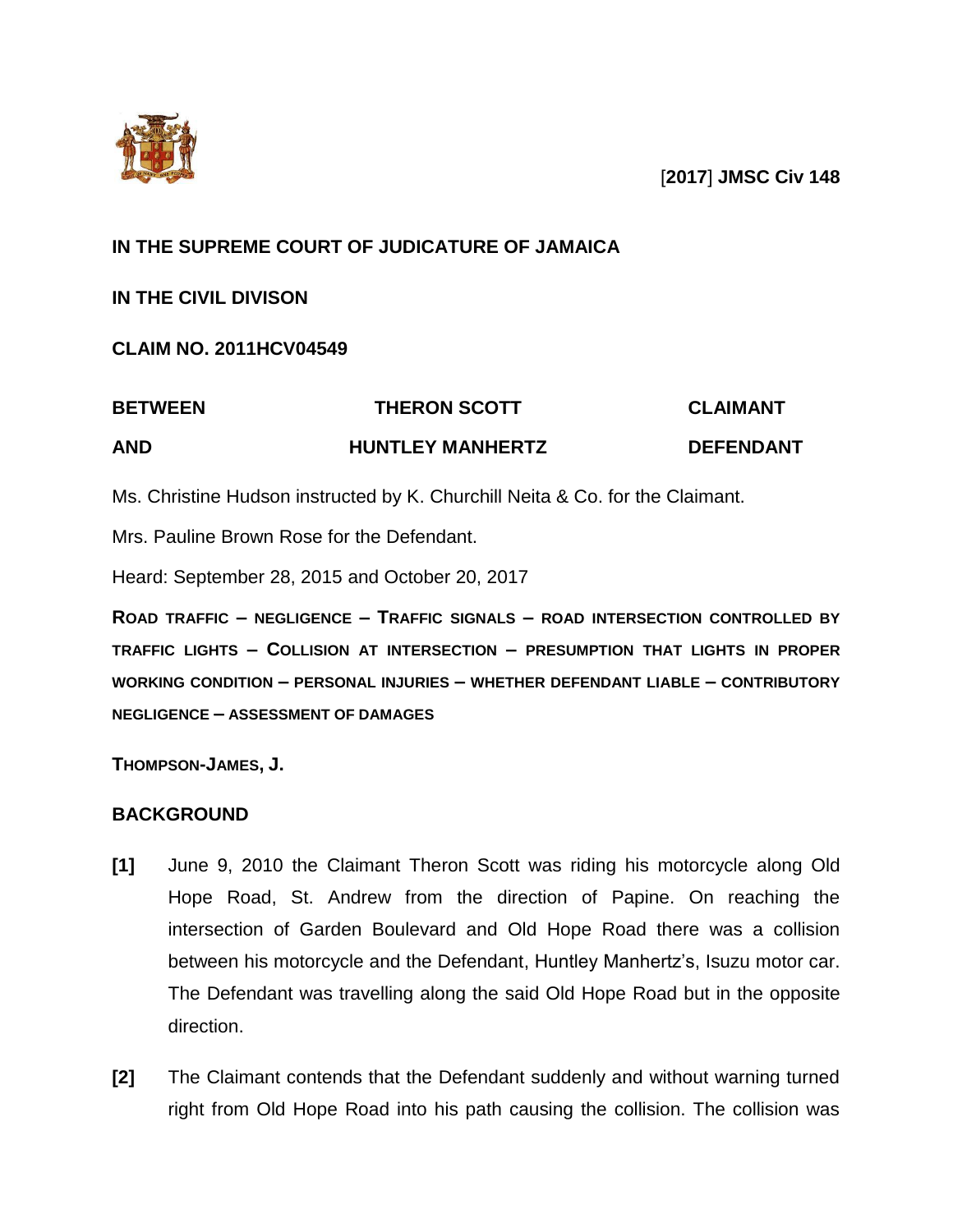[**2017**] **JMSC Civ 148**

**IN THE SUPREME COURT OF JUDICATURE OF JAMAICA**

**IN THE CIVIL DIVISON**

**CLAIM NO. 2011HCV04549**

| | | |
|---|---|---|
| **BETWEEN** | **THERON SCOTT** | **CLAIMANT** |
| **AND** | **HUNTLEY MANHERTZ** | **DEFENDANT** |

Ms. Christine Hudson instructed by K. Churchill Neita & Co. for the Claimant.

Mrs. Pauline Brown Rose for the Defendant.

Heard: September 28, 2015 and October 20, 2017

**ROAD TRAFFIC – NEGLIGENCE – TRAFFIC SIGNALS – ROAD INTERSECTION CONTROLLED BY TRAFFIC LIGHTS – COLLISION AT INTERSECTION – PRESUMPTION THAT LIGHTS IN PROPER WORKING CONDITION – PERSONAL INJURIES – WHETHER DEFENDANT LIABLE – CONTRIBUTORY NEGLIGENCE – ASSESSMENT OF DAMAGES**

**THOMPSON-JAMES, J.**

## BACKGROUND

**[1]** June 9, 2010 the Claimant Theron Scott was riding his motorcycle along Old Hope Road, St. Andrew from the direction of Papine. On reaching the intersection of Garden Boulevard and Old Hope Road there was a collision between his motorcycle and the Defendant, Huntley Manhertz's, Isuzu motor car. The Defendant was travelling along the said Old Hope Road but in the opposite direction.

**[2]** The Claimant contends that the Defendant suddenly and without warning turned right from Old Hope Road into his path causing the collision. The collision was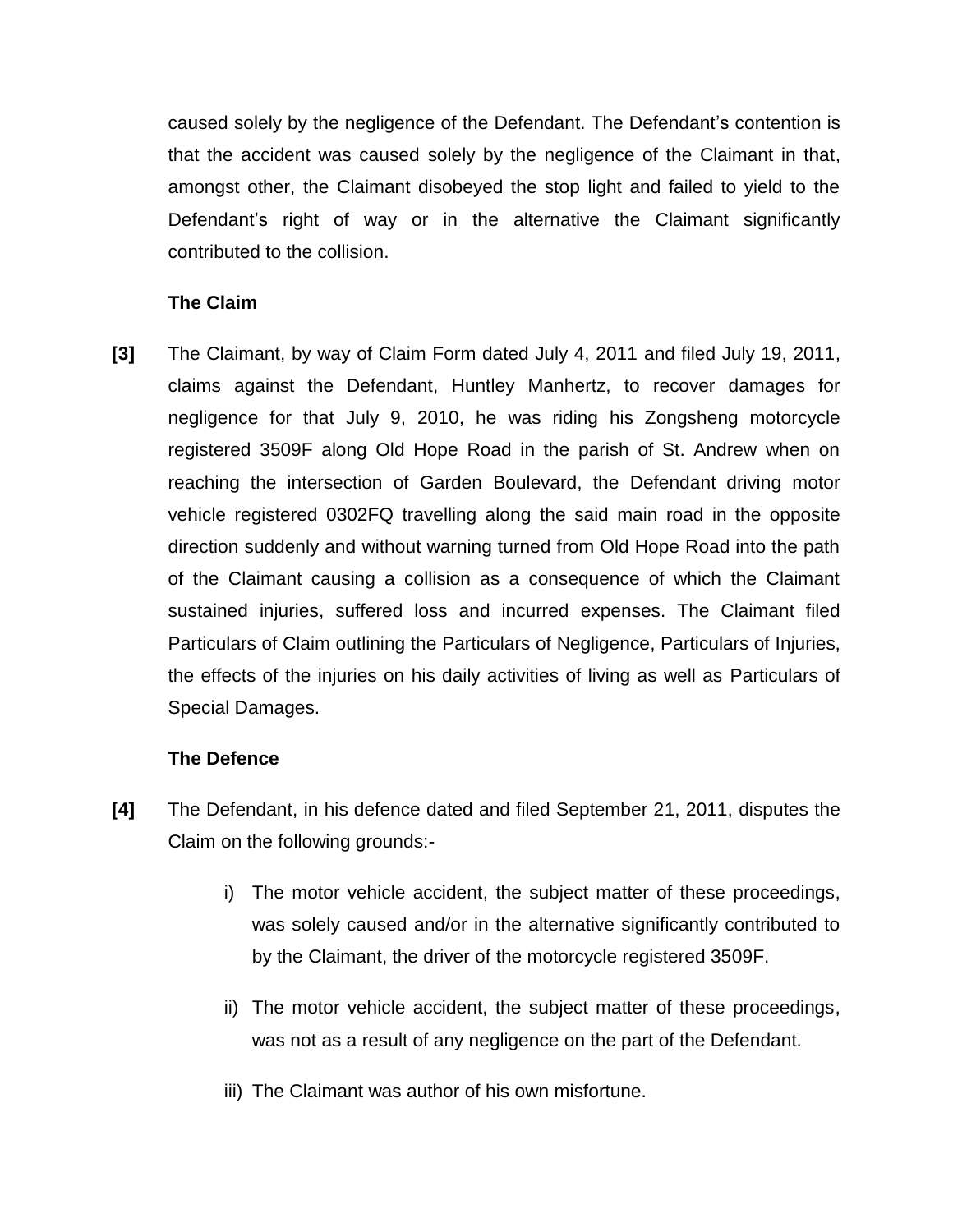caused solely by the negligence of the Defendant. The Defendant's contention is that the accident was caused solely by the negligence of the Claimant in that, amongst other, the Claimant disobeyed the stop light and failed to yield to the Defendant's right of way or in the alternative the Claimant significantly contributed to the collision.

### The Claim

**[3]** The Claimant, by way of Claim Form dated July 4, 2011 and filed July 19, 2011, claims against the Defendant, Huntley Manhertz, to recover damages for negligence for that July 9, 2010, he was riding his Zongsheng motorcycle registered 3509F along Old Hope Road in the parish of St. Andrew when on reaching the intersection of Garden Boulevard, the Defendant driving motor vehicle registered 0302FQ travelling along the said main road in the opposite direction suddenly and without warning turned from Old Hope Road into the path of the Claimant causing a collision as a consequence of which the Claimant sustained injuries, suffered loss and incurred expenses. The Claimant filed Particulars of Claim outlining the Particulars of Negligence, Particulars of Injuries, the effects of the injuries on his daily activities of living as well as Particulars of Special Damages.

### The Defence

**[4]** The Defendant, in his defence dated and filed September 21, 2011, disputes the Claim on the following grounds:-

i) The motor vehicle accident, the subject matter of these proceedings, was solely caused and/or in the alternative significantly contributed to by the Claimant, the driver of the motorcycle registered 3509F.

ii) The motor vehicle accident, the subject matter of these proceedings, was not as a result of any negligence on the part of the Defendant.

iii) The Claimant was author of his own misfortune.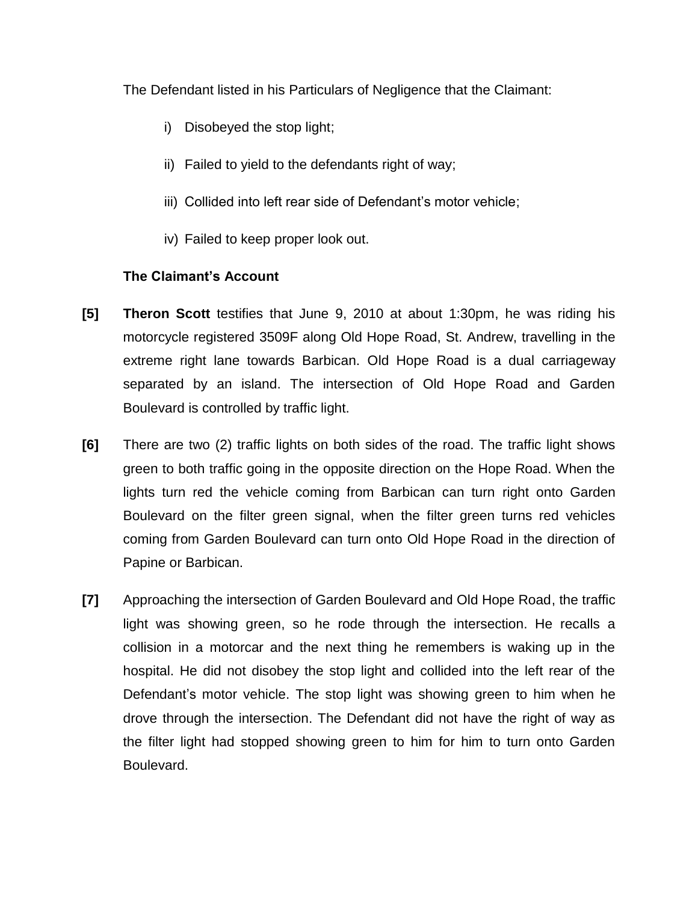The Defendant listed in his Particulars of Negligence that the Claimant:

i) Disobeyed the stop light;

ii) Failed to yield to the defendants right of way;

iii) Collided into left rear side of Defendant's motor vehicle;

iv) Failed to keep proper look out.

**The Claimant's Account**

**[5]** **Theron Scott** testifies that June 9, 2010 at about 1:30pm, he was riding his motorcycle registered 3509F along Old Hope Road, St. Andrew, travelling in the extreme right lane towards Barbican. Old Hope Road is a dual carriageway separated by an island. The intersection of Old Hope Road and Garden Boulevard is controlled by traffic light.

**[6]** There are two (2) traffic lights on both sides of the road. The traffic light shows green to both traffic going in the opposite direction on the Hope Road. When the lights turn red the vehicle coming from Barbican can turn right onto Garden Boulevard on the filter green signal, when the filter green turns red vehicles coming from Garden Boulevard can turn onto Old Hope Road in the direction of Papine or Barbican.

**[7]** Approaching the intersection of Garden Boulevard and Old Hope Road, the traffic light was showing green, so he rode through the intersection. He recalls a collision in a motorcar and the next thing he remembers is waking up in the hospital. He did not disobey the stop light and collided into the left rear of the Defendant's motor vehicle. The stop light was showing green to him when he drove through the intersection. The Defendant did not have the right of way as the filter light had stopped showing green to him for him to turn onto Garden Boulevard.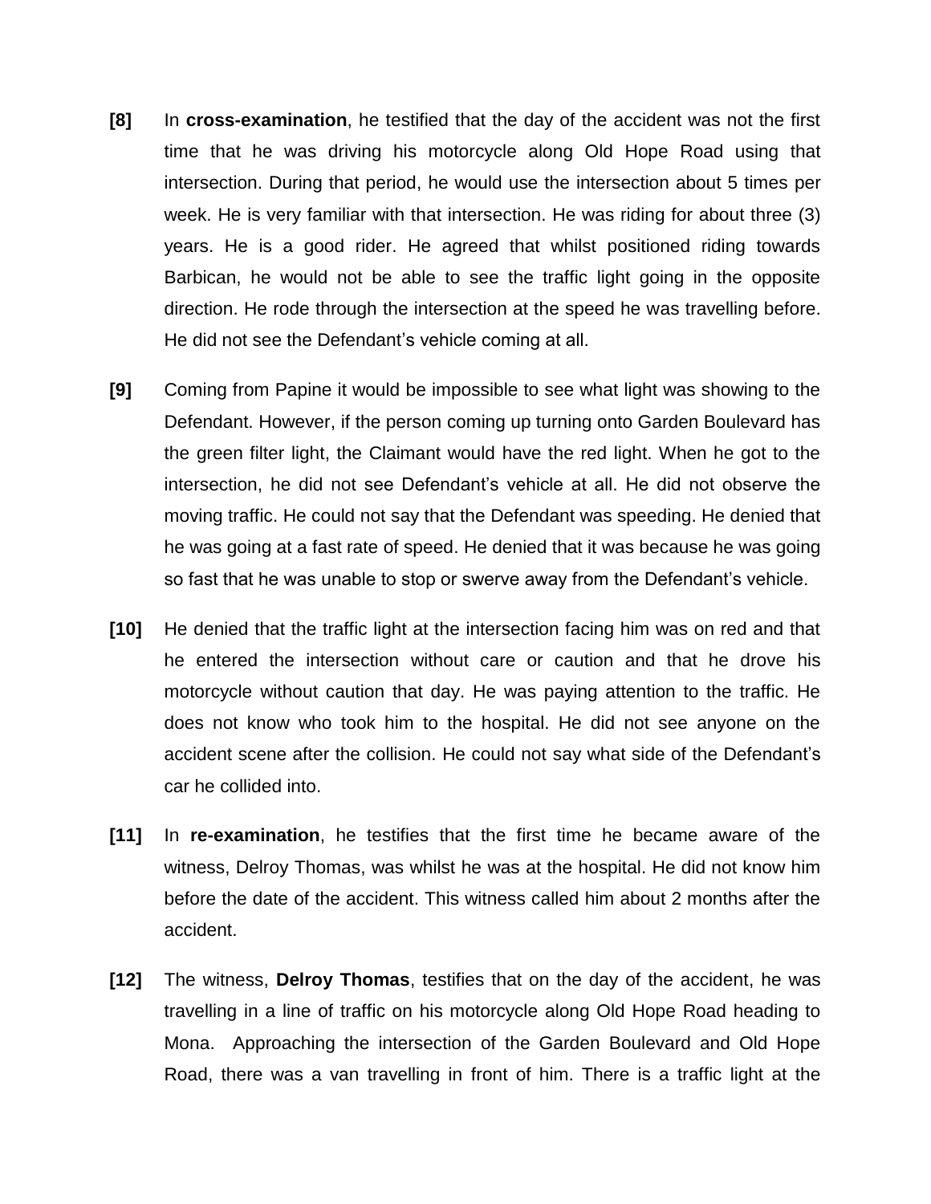**[8]** In **cross-examination**, he testified that the day of the accident was not the first time that he was driving his motorcycle along Old Hope Road using that intersection. During that period, he would use the intersection about 5 times per week. He is very familiar with that intersection. He was riding for about three (3) years. He is a good rider. He agreed that whilst positioned riding towards Barbican, he would not be able to see the traffic light going in the opposite direction. He rode through the intersection at the speed he was travelling before. He did not see the Defendant's vehicle coming at all.

**[9]** Coming from Papine it would be impossible to see what light was showing to the Defendant. However, if the person coming up turning onto Garden Boulevard has the green filter light, the Claimant would have the red light. When he got to the intersection, he did not see Defendant's vehicle at all. He did not observe the moving traffic. He could not say that the Defendant was speeding. He denied that he was going at a fast rate of speed. He denied that it was because he was going so fast that he was unable to stop or swerve away from the Defendant's vehicle.

**[10]** He denied that the traffic light at the intersection facing him was on red and that he entered the intersection without care or caution and that he drove his motorcycle without caution that day. He was paying attention to the traffic. He does not know who took him to the hospital. He did not see anyone on the accident scene after the collision. He could not say what side of the Defendant's car he collided into.

**[11]** In **re-examination**, he testifies that the first time he became aware of the witness, Delroy Thomas, was whilst he was at the hospital. He did not know him before the date of the accident. This witness called him about 2 months after the accident.

**[12]** The witness, **Delroy Thomas**, testifies that on the day of the accident, he was travelling in a line of traffic on his motorcycle along Old Hope Road heading to Mona. Approaching the intersection of the Garden Boulevard and Old Hope Road, there was a van travelling in front of him. There is a traffic light at the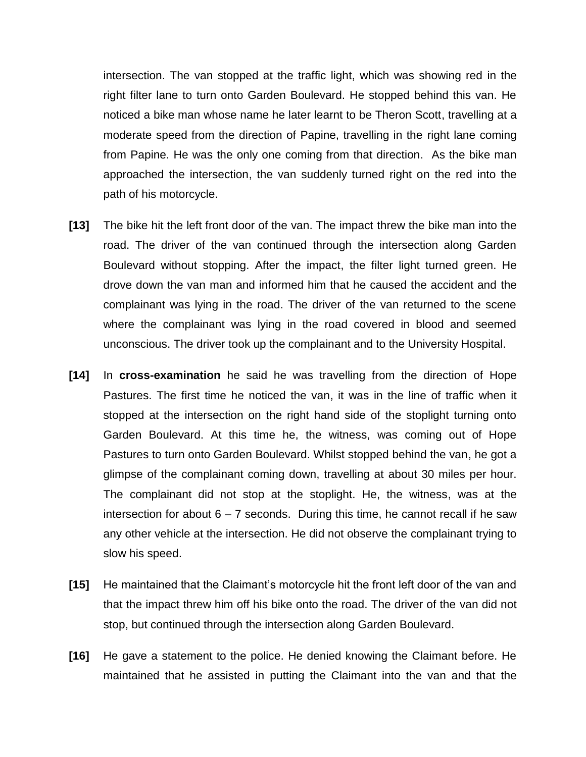intersection. The van stopped at the traffic light, which was showing red in the right filter lane to turn onto Garden Boulevard. He stopped behind this van. He noticed a bike man whose name he later learnt to be Theron Scott, travelling at a moderate speed from the direction of Papine, travelling in the right lane coming from Papine. He was the only one coming from that direction. As the bike man approached the intersection, the van suddenly turned right on the red into the path of his motorcycle.

**[13]** The bike hit the left front door of the van. The impact threw the bike man into the road. The driver of the van continued through the intersection along Garden Boulevard without stopping. After the impact, the filter light turned green. He drove down the van man and informed him that he caused the accident and the complainant was lying in the road. The driver of the van returned to the scene where the complainant was lying in the road covered in blood and seemed unconscious. The driver took up the complainant and to the University Hospital.

**[14]** In **cross-examination** he said he was travelling from the direction of Hope Pastures. The first time he noticed the van, it was in the line of traffic when it stopped at the intersection on the right hand side of the stoplight turning onto Garden Boulevard. At this time he, the witness, was coming out of Hope Pastures to turn onto Garden Boulevard. Whilst stopped behind the van, he got a glimpse of the complainant coming down, travelling at about 30 miles per hour. The complainant did not stop at the stoplight. He, the witness, was at the intersection for about 6 – 7 seconds. During this time, he cannot recall if he saw any other vehicle at the intersection. He did not observe the complainant trying to slow his speed.

**[15]** He maintained that the Claimant's motorcycle hit the front left door of the van and that the impact threw him off his bike onto the road. The driver of the van did not stop, but continued through the intersection along Garden Boulevard.

**[16]** He gave a statement to the police. He denied knowing the Claimant before. He maintained that he assisted in putting the Claimant into the van and that the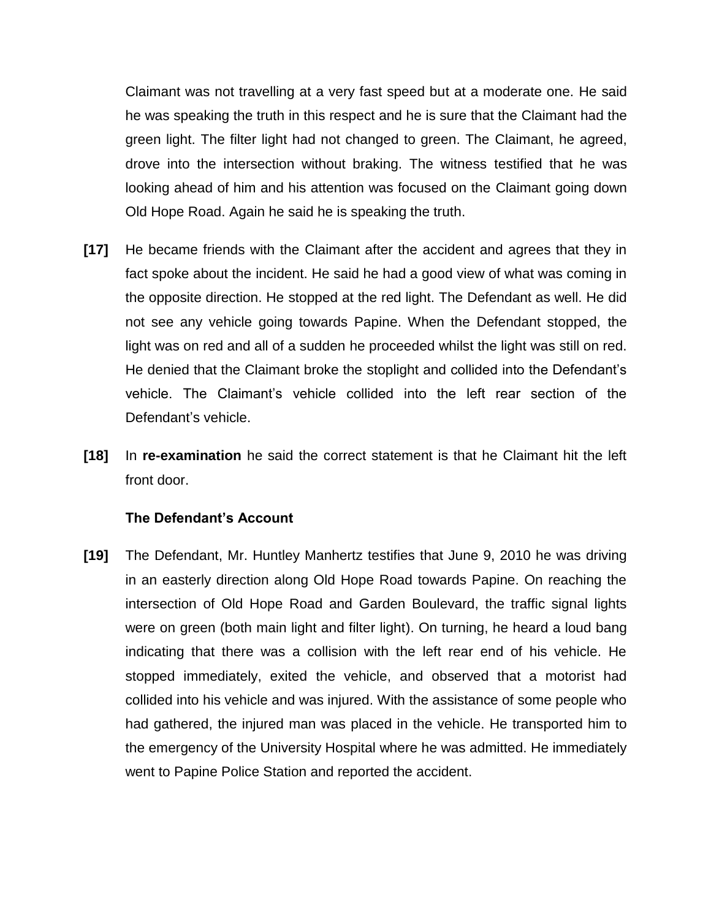Claimant was not travelling at a very fast speed but at a moderate one. He said he was speaking the truth in this respect and he is sure that the Claimant had the green light. The filter light had not changed to green. The Claimant, he agreed, drove into the intersection without braking. The witness testified that he was looking ahead of him and his attention was focused on the Claimant going down Old Hope Road. Again he said he is speaking the truth.

**[17]** He became friends with the Claimant after the accident and agrees that they in fact spoke about the incident. He said he had a good view of what was coming in the opposite direction. He stopped at the red light. The Defendant as well. He did not see any vehicle going towards Papine. When the Defendant stopped, the light was on red and all of a sudden he proceeded whilst the light was still on red. He denied that the Claimant broke the stoplight and collided into the Defendant's vehicle. The Claimant's vehicle collided into the left rear section of the Defendant's vehicle.

**[18]** In **re-examination** he said the correct statement is that he Claimant hit the left front door.

**The Defendant's Account**

**[19]** The Defendant, Mr. Huntley Manhertz testifies that June 9, 2010 he was driving in an easterly direction along Old Hope Road towards Papine. On reaching the intersection of Old Hope Road and Garden Boulevard, the traffic signal lights were on green (both main light and filter light). On turning, he heard a loud bang indicating that there was a collision with the left rear end of his vehicle. He stopped immediately, exited the vehicle, and observed that a motorist had collided into his vehicle and was injured. With the assistance of some people who had gathered, the injured man was placed in the vehicle. He transported him to the emergency of the University Hospital where he was admitted. He immediately went to Papine Police Station and reported the accident.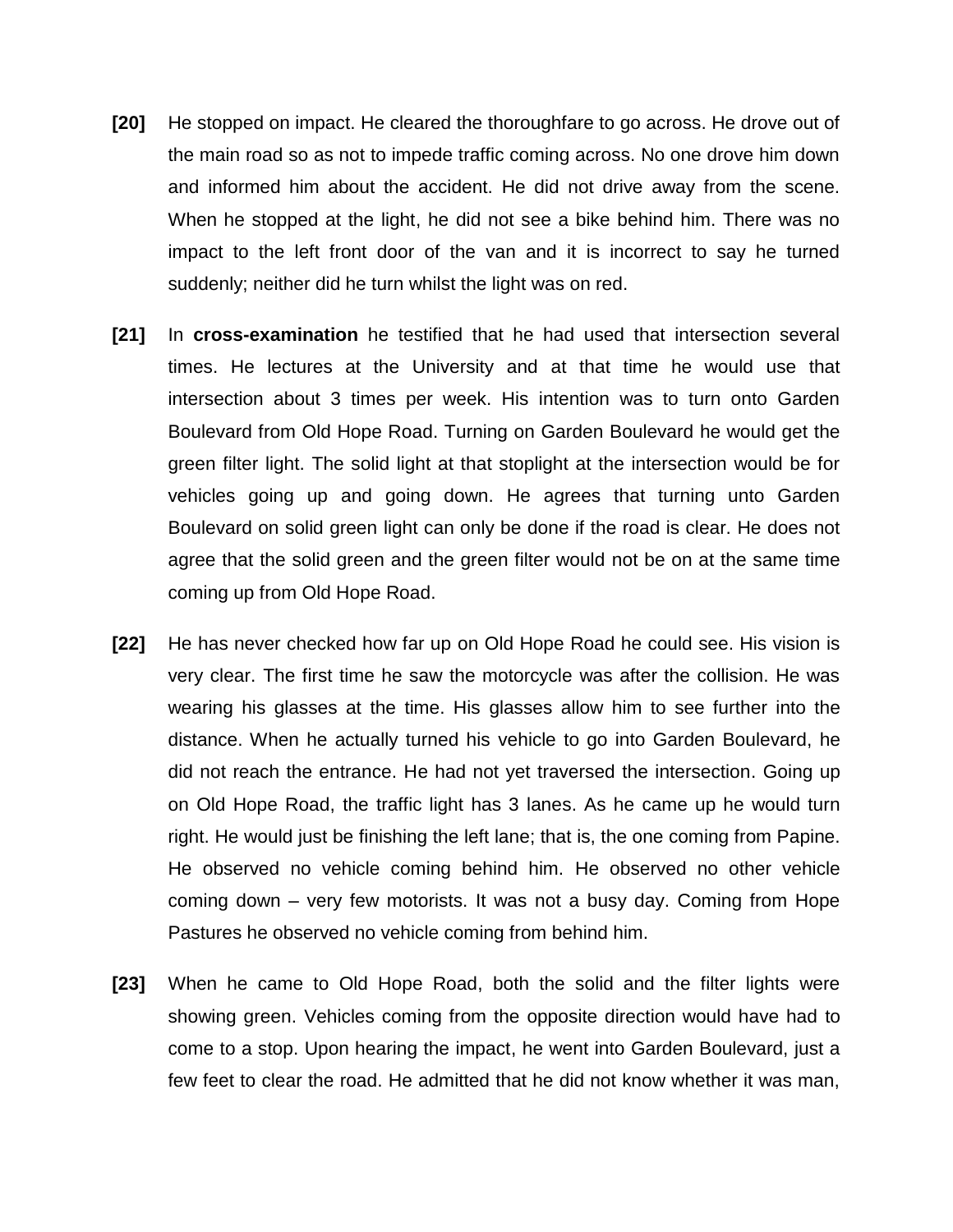**[20]** He stopped on impact. He cleared the thoroughfare to go across. He drove out of the main road so as not to impede traffic coming across. No one drove him down and informed him about the accident. He did not drive away from the scene. When he stopped at the light, he did not see a bike behind him. There was no impact to the left front door of the van and it is incorrect to say he turned suddenly; neither did he turn whilst the light was on red.

**[21]** In **cross-examination** he testified that he had used that intersection several times. He lectures at the University and at that time he would use that intersection about 3 times per week. His intention was to turn onto Garden Boulevard from Old Hope Road. Turning on Garden Boulevard he would get the green filter light. The solid light at that stoplight at the intersection would be for vehicles going up and going down. He agrees that turning unto Garden Boulevard on solid green light can only be done if the road is clear. He does not agree that the solid green and the green filter would not be on at the same time coming up from Old Hope Road.

**[22]** He has never checked how far up on Old Hope Road he could see. His vision is very clear. The first time he saw the motorcycle was after the collision. He was wearing his glasses at the time. His glasses allow him to see further into the distance. When he actually turned his vehicle to go into Garden Boulevard, he did not reach the entrance. He had not yet traversed the intersection. Going up on Old Hope Road, the traffic light has 3 lanes. As he came up he would turn right. He would just be finishing the left lane; that is, the one coming from Papine. He observed no vehicle coming behind him. He observed no other vehicle coming down – very few motorists. It was not a busy day. Coming from Hope Pastures he observed no vehicle coming from behind him.

**[23]** When he came to Old Hope Road, both the solid and the filter lights were showing green. Vehicles coming from the opposite direction would have had to come to a stop. Upon hearing the impact, he went into Garden Boulevard, just a few feet to clear the road. He admitted that he did not know whether it was man,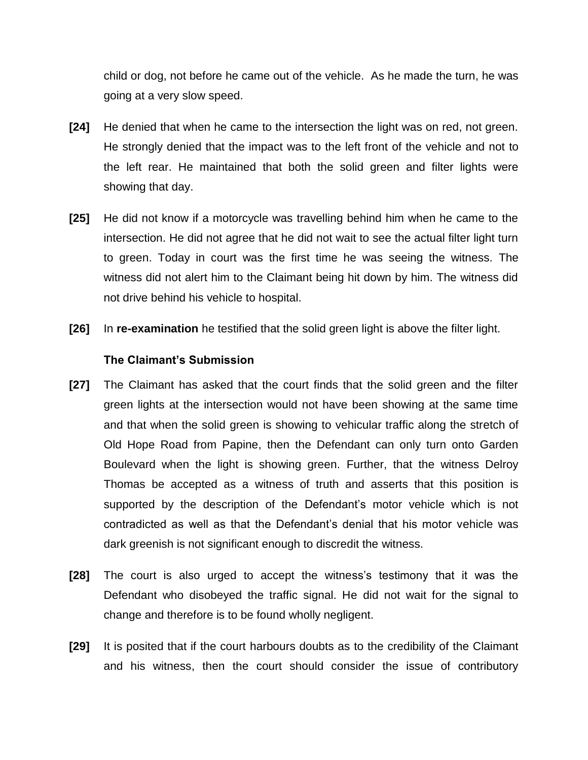child or dog, not before he came out of the vehicle. As he made the turn, he was going at a very slow speed.

**[24]** He denied that when he came to the intersection the light was on red, not green. He strongly denied that the impact was to the left front of the vehicle and not to the left rear. He maintained that both the solid green and filter lights were showing that day.

**[25]** He did not know if a motorcycle was travelling behind him when he came to the intersection. He did not agree that he did not wait to see the actual filter light turn to green. Today in court was the first time he was seeing the witness. The witness did not alert him to the Claimant being hit down by him. The witness did not drive behind his vehicle to hospital.

**[26]** In **re-examination** he testified that the solid green light is above the filter light.

### The Claimant's Submission

**[27]** The Claimant has asked that the court finds that the solid green and the filter green lights at the intersection would not have been showing at the same time and that when the solid green is showing to vehicular traffic along the stretch of Old Hope Road from Papine, then the Defendant can only turn onto Garden Boulevard when the light is showing green. Further, that the witness Delroy Thomas be accepted as a witness of truth and asserts that this position is supported by the description of the Defendant's motor vehicle which is not contradicted as well as that the Defendant's denial that his motor vehicle was dark greenish is not significant enough to discredit the witness.

**[28]** The court is also urged to accept the witness's testimony that it was the Defendant who disobeyed the traffic signal. He did not wait for the signal to change and therefore is to be found wholly negligent.

**[29]** It is posited that if the court harbours doubts as to the credibility of the Claimant and his witness, then the court should consider the issue of contributory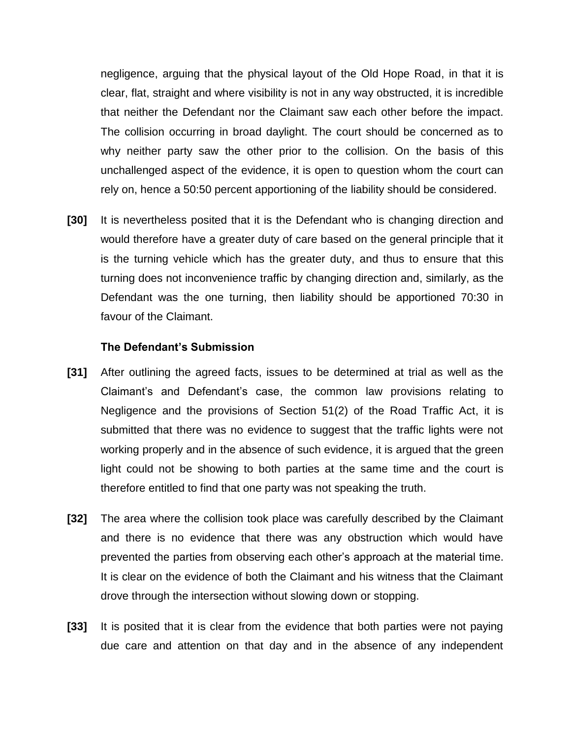negligence, arguing that the physical layout of the Old Hope Road, in that it is clear, flat, straight and where visibility is not in any way obstructed, it is incredible that neither the Defendant nor the Claimant saw each other before the impact. The collision occurring in broad daylight. The court should be concerned as to why neither party saw the other prior to the collision. On the basis of this unchallenged aspect of the evidence, it is open to question whom the court can rely on, hence a 50:50 percent apportioning of the liability should be considered.

**[30]** It is nevertheless posited that it is the Defendant who is changing direction and would therefore have a greater duty of care based on the general principle that it is the turning vehicle which has the greater duty, and thus to ensure that this turning does not inconvenience traffic by changing direction and, similarly, as the Defendant was the one turning, then liability should be apportioned 70:30 in favour of the Claimant.

**The Defendant's Submission**

**[31]** After outlining the agreed facts, issues to be determined at trial as well as the Claimant's and Defendant's case, the common law provisions relating to Negligence and the provisions of Section 51(2) of the Road Traffic Act, it is submitted that there was no evidence to suggest that the traffic lights were not working properly and in the absence of such evidence, it is argued that the green light could not be showing to both parties at the same time and the court is therefore entitled to find that one party was not speaking the truth.

**[32]** The area where the collision took place was carefully described by the Claimant and there is no evidence that there was any obstruction which would have prevented the parties from observing each other's approach at the material time. It is clear on the evidence of both the Claimant and his witness that the Claimant drove through the intersection without slowing down or stopping.

**[33]** It is posited that it is clear from the evidence that both parties were not paying due care and attention on that day and in the absence of any independent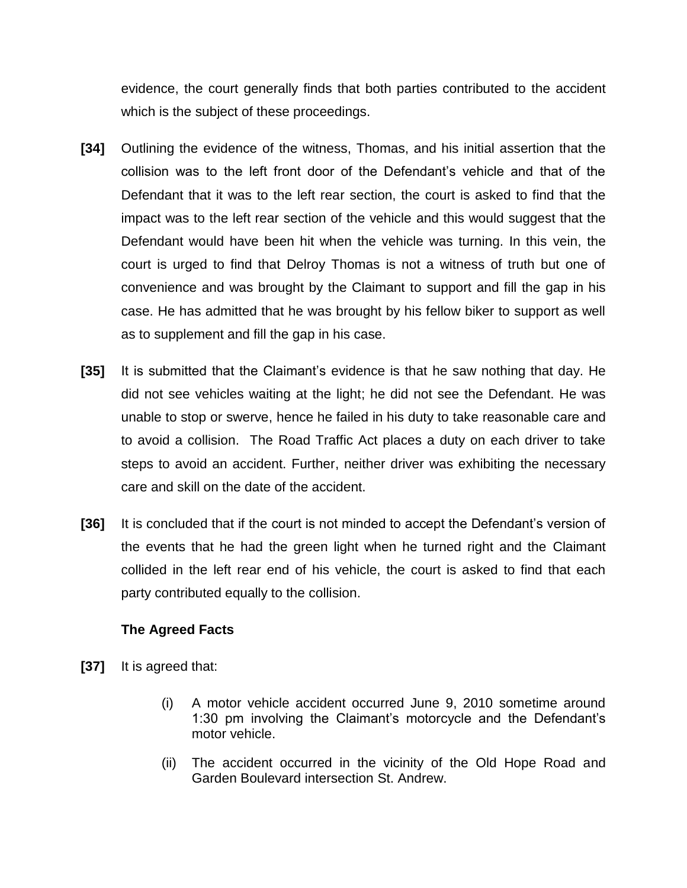evidence, the court generally finds that both parties contributed to the accident which is the subject of these proceedings.

**[34]** Outlining the evidence of the witness, Thomas, and his initial assertion that the collision was to the left front door of the Defendant's vehicle and that of the Defendant that it was to the left rear section, the court is asked to find that the impact was to the left rear section of the vehicle and this would suggest that the Defendant would have been hit when the vehicle was turning. In this vein, the court is urged to find that Delroy Thomas is not a witness of truth but one of convenience and was brought by the Claimant to support and fill the gap in his case. He has admitted that he was brought by his fellow biker to support as well as to supplement and fill the gap in his case.

**[35]** It is submitted that the Claimant's evidence is that he saw nothing that day. He did not see vehicles waiting at the light; he did not see the Defendant. He was unable to stop or swerve, hence he failed in his duty to take reasonable care and to avoid a collision. The Road Traffic Act places a duty on each driver to take steps to avoid an accident. Further, neither driver was exhibiting the necessary care and skill on the date of the accident.

**[36]** It is concluded that if the court is not minded to accept the Defendant's version of the events that he had the green light when he turned right and the Claimant collided in the left rear end of his vehicle, the court is asked to find that each party contributed equally to the collision.

**The Agreed Facts**

**[37]** It is agreed that:

(i) A motor vehicle accident occurred June 9, 2010 sometime around 1:30 pm involving the Claimant's motorcycle and the Defendant's motor vehicle.

(ii) The accident occurred in the vicinity of the Old Hope Road and Garden Boulevard intersection St. Andrew.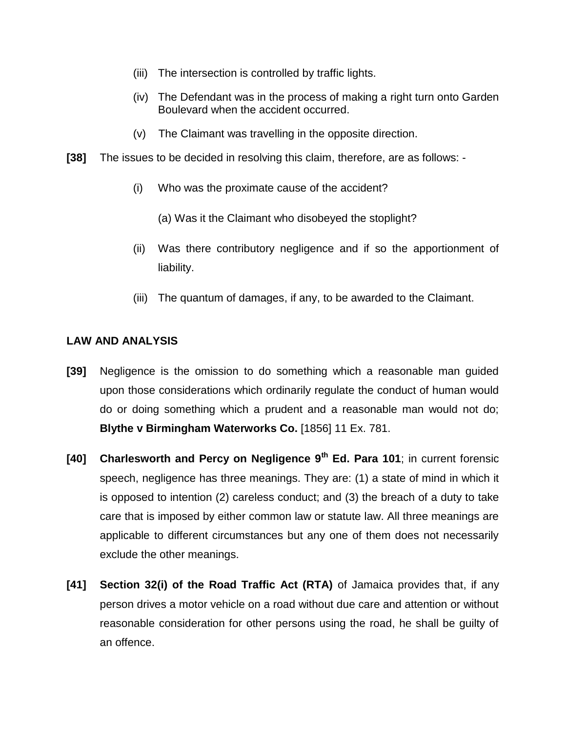(iii) The intersection is controlled by traffic lights.

(iv) The Defendant was in the process of making a right turn onto Garden Boulevard when the accident occurred.

(v) The Claimant was travelling in the opposite direction.

**[38]** The issues to be decided in resolving this claim, therefore, are as follows: -

(i) Who was the proximate cause of the accident?

(a) Was it the Claimant who disobeyed the stoplight?

(ii) Was there contributory negligence and if so the apportionment of liability.

(iii) The quantum of damages, if any, to be awarded to the Claimant.

## LAW AND ANALYSIS

**[39]** Negligence is the omission to do something which a reasonable man guided upon those considerations which ordinarily regulate the conduct of human would do or doing something which a prudent and a reasonable man would not do; **Blythe v Birmingham Waterworks Co.** [1856] 11 Ex. 781.

**[40]** **Charlesworth and Percy on Negligence 9th Ed. Para 101**; in current forensic speech, negligence has three meanings. They are: (1) a state of mind in which it is opposed to intention (2) careless conduct; and (3) the breach of a duty to take care that is imposed by either common law or statute law. All three meanings are applicable to different circumstances but any one of them does not necessarily exclude the other meanings.

**[41]** **Section 32(i) of the Road Traffic Act (RTA)** of Jamaica provides that, if any person drives a motor vehicle on a road without due care and attention or without reasonable consideration for other persons using the road, he shall be guilty of an offence.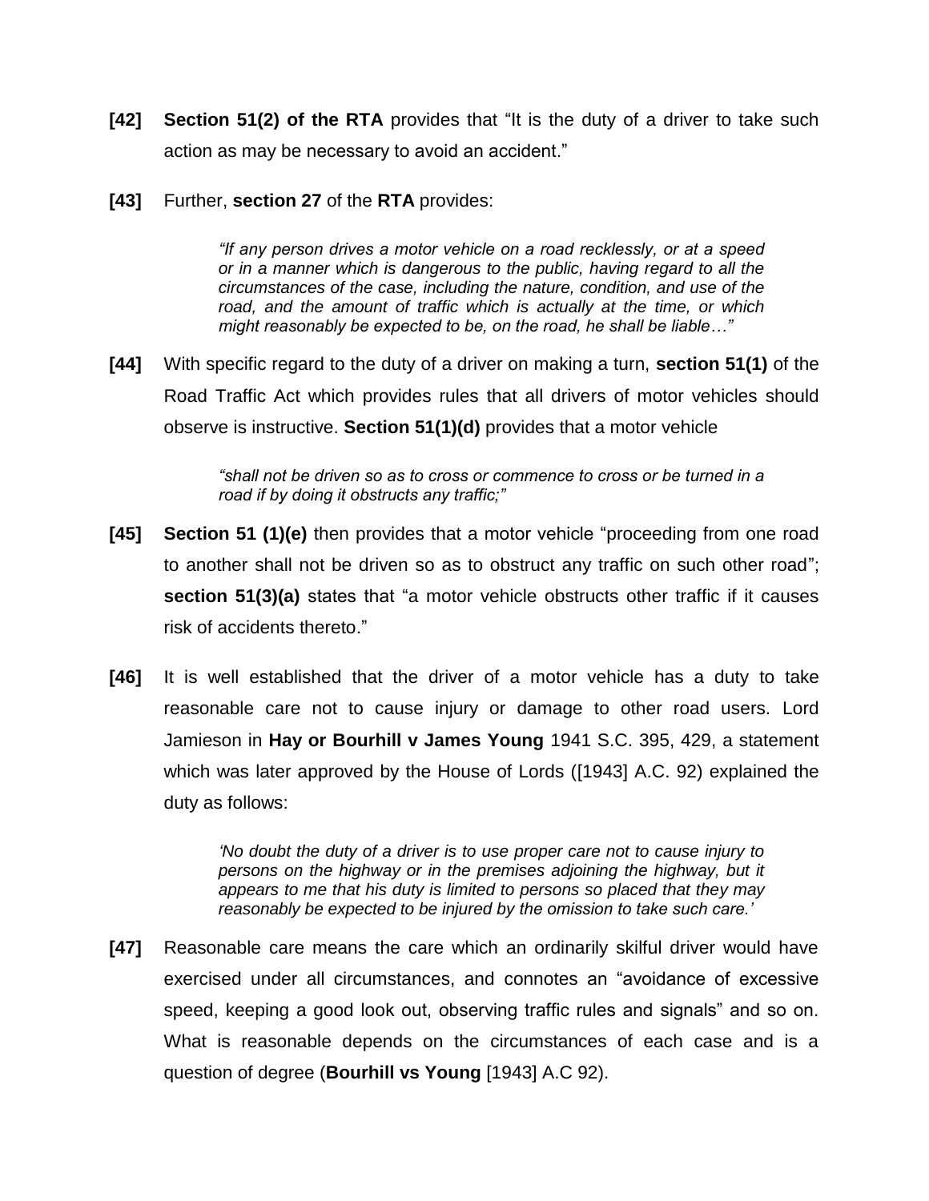**[42]** **Section 51(2) of the RTA** provides that "It is the duty of a driver to take such action as may be necessary to avoid an accident."

**[43]** Further, **section 27** of the **RTA** provides:

> *"If any person drives a motor vehicle on a road recklessly, or at a speed or in a manner which is dangerous to the public, having regard to all the circumstances of the case, including the nature, condition, and use of the road, and the amount of traffic which is actually at the time, or which might reasonably be expected to be, on the road, he shall be liable…"*

**[44]** With specific regard to the duty of a driver on making a turn, **section 51(1)** of the Road Traffic Act which provides rules that all drivers of motor vehicles should observe is instructive. **Section 51(1)(d)** provides that a motor vehicle

> *"shall not be driven so as to cross or commence to cross or be turned in a road if by doing it obstructs any traffic;"*

**[45]** **Section 51 (1)(e)** then provides that a motor vehicle "proceeding from one road to another shall not be driven so as to obstruct any traffic on such other road"; **section 51(3)(a)** states that "a motor vehicle obstructs other traffic if it causes risk of accidents thereto."

**[46]** It is well established that the driver of a motor vehicle has a duty to take reasonable care not to cause injury or damage to other road users. Lord Jamieson in **Hay or Bourhill v James Young** 1941 S.C. 395, 429, a statement which was later approved by the House of Lords ([1943] A.C. 92) explained the duty as follows:

> *'No doubt the duty of a driver is to use proper care not to cause injury to persons on the highway or in the premises adjoining the highway, but it appears to me that his duty is limited to persons so placed that they may reasonably be expected to be injured by the omission to take such care.'*

**[47]** Reasonable care means the care which an ordinarily skilful driver would have exercised under all circumstances, and connotes an "avoidance of excessive speed, keeping a good look out, observing traffic rules and signals" and so on. What is reasonable depends on the circumstances of each case and is a question of degree (**Bourhill vs Young** [1943] A.C 92).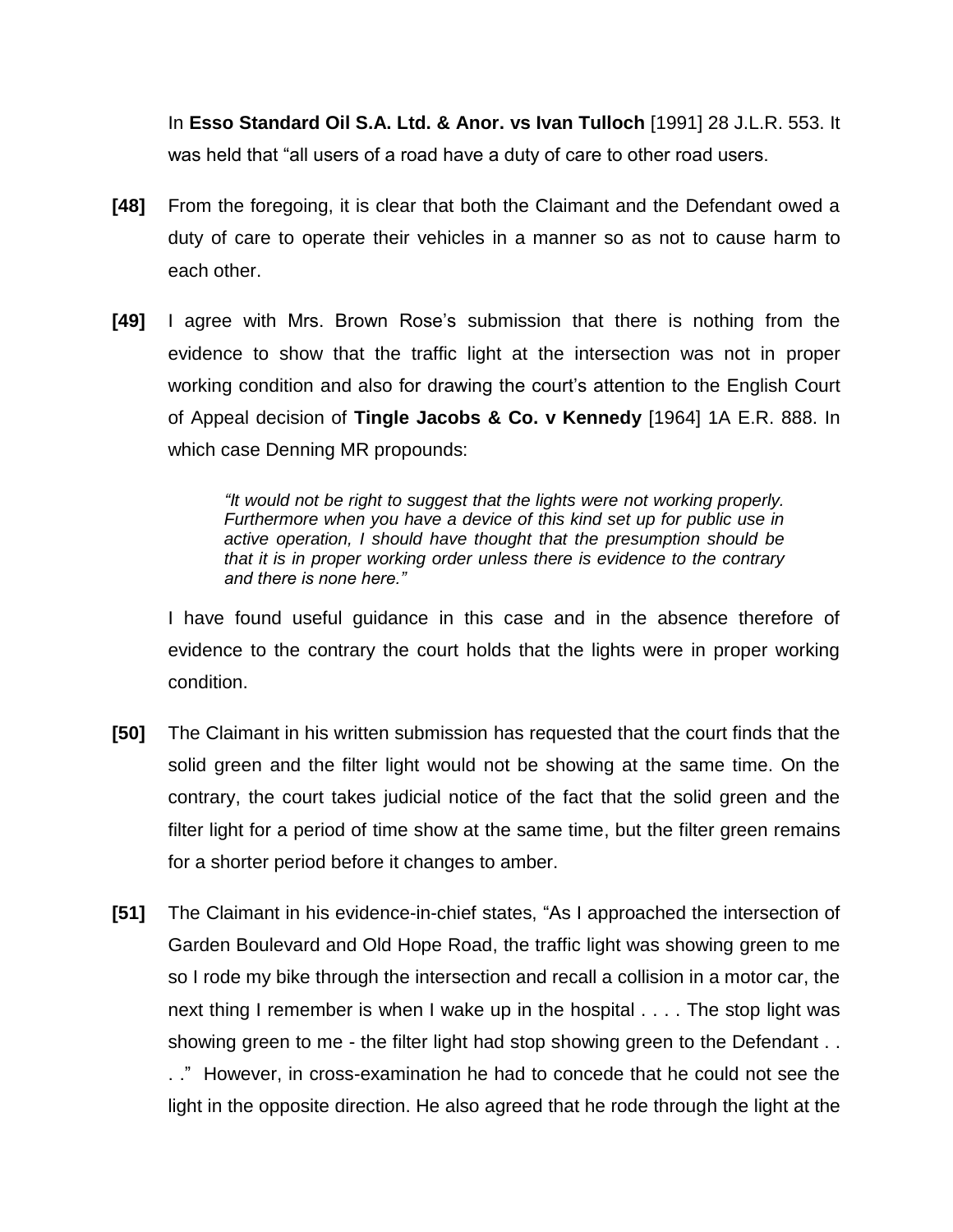In **Esso Standard Oil S.A. Ltd. & Anor. vs Ivan Tulloch** [1991] 28 J.L.R. 553. It was held that "all users of a road have a duty of care to other road users.

**[48]** From the foregoing, it is clear that both the Claimant and the Defendant owed a duty of care to operate their vehicles in a manner so as not to cause harm to each other.

**[49]** I agree with Mrs. Brown Rose's submission that there is nothing from the evidence to show that the traffic light at the intersection was not in proper working condition and also for drawing the court's attention to the English Court of Appeal decision of **Tingle Jacobs & Co. v Kennedy** [1964] 1A E.R. 888. In which case Denning MR propounds:

> *"It would not be right to suggest that the lights were not working properly. Furthermore when you have a device of this kind set up for public use in active operation, I should have thought that the presumption should be that it is in proper working order unless there is evidence to the contrary and there is none here."*

I have found useful guidance in this case and in the absence therefore of evidence to the contrary the court holds that the lights were in proper working condition.

**[50]** The Claimant in his written submission has requested that the court finds that the solid green and the filter light would not be showing at the same time. On the contrary, the court takes judicial notice of the fact that the solid green and the filter light for a period of time show at the same time, but the filter green remains for a shorter period before it changes to amber.

**[51]** The Claimant in his evidence-in-chief states, "As I approached the intersection of Garden Boulevard and Old Hope Road, the traffic light was showing green to me so I rode my bike through the intersection and recall a collision in a motor car, the next thing I remember is when I wake up in the hospital . . . . The stop light was showing green to me - the filter light had stop showing green to the Defendant . . . ." However, in cross-examination he had to concede that he could not see the light in the opposite direction. He also agreed that he rode through the light at the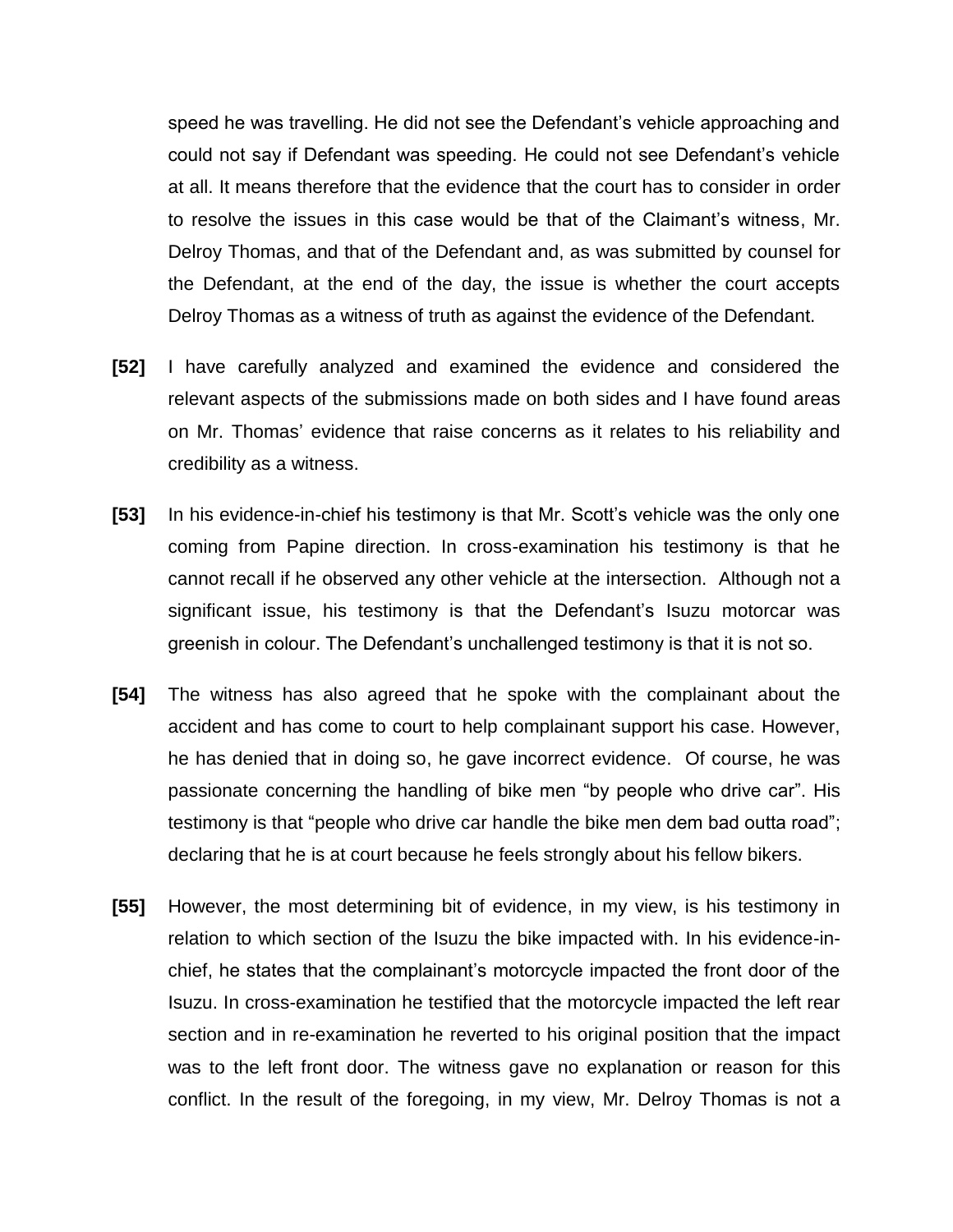speed he was travelling. He did not see the Defendant's vehicle approaching and could not say if Defendant was speeding. He could not see Defendant's vehicle at all. It means therefore that the evidence that the court has to consider in order to resolve the issues in this case would be that of the Claimant's witness, Mr. Delroy Thomas, and that of the Defendant and, as was submitted by counsel for the Defendant, at the end of the day, the issue is whether the court accepts Delroy Thomas as a witness of truth as against the evidence of the Defendant.

**[52]** I have carefully analyzed and examined the evidence and considered the relevant aspects of the submissions made on both sides and I have found areas on Mr. Thomas' evidence that raise concerns as it relates to his reliability and credibility as a witness.

**[53]** In his evidence-in-chief his testimony is that Mr. Scott's vehicle was the only one coming from Papine direction. In cross-examination his testimony is that he cannot recall if he observed any other vehicle at the intersection. Although not a significant issue, his testimony is that the Defendant's Isuzu motorcar was greenish in colour. The Defendant's unchallenged testimony is that it is not so.

**[54]** The witness has also agreed that he spoke with the complainant about the accident and has come to court to help complainant support his case. However, he has denied that in doing so, he gave incorrect evidence. Of course, he was passionate concerning the handling of bike men "by people who drive car". His testimony is that "people who drive car handle the bike men dem bad outta road"; declaring that he is at court because he feels strongly about his fellow bikers.

**[55]** However, the most determining bit of evidence, in my view, is his testimony in relation to which section of the Isuzu the bike impacted with. In his evidence-in-chief, he states that the complainant's motorcycle impacted the front door of the Isuzu. In cross-examination he testified that the motorcycle impacted the left rear section and in re-examination he reverted to his original position that the impact was to the left front door. The witness gave no explanation or reason for this conflict. In the result of the foregoing, in my view, Mr. Delroy Thomas is not a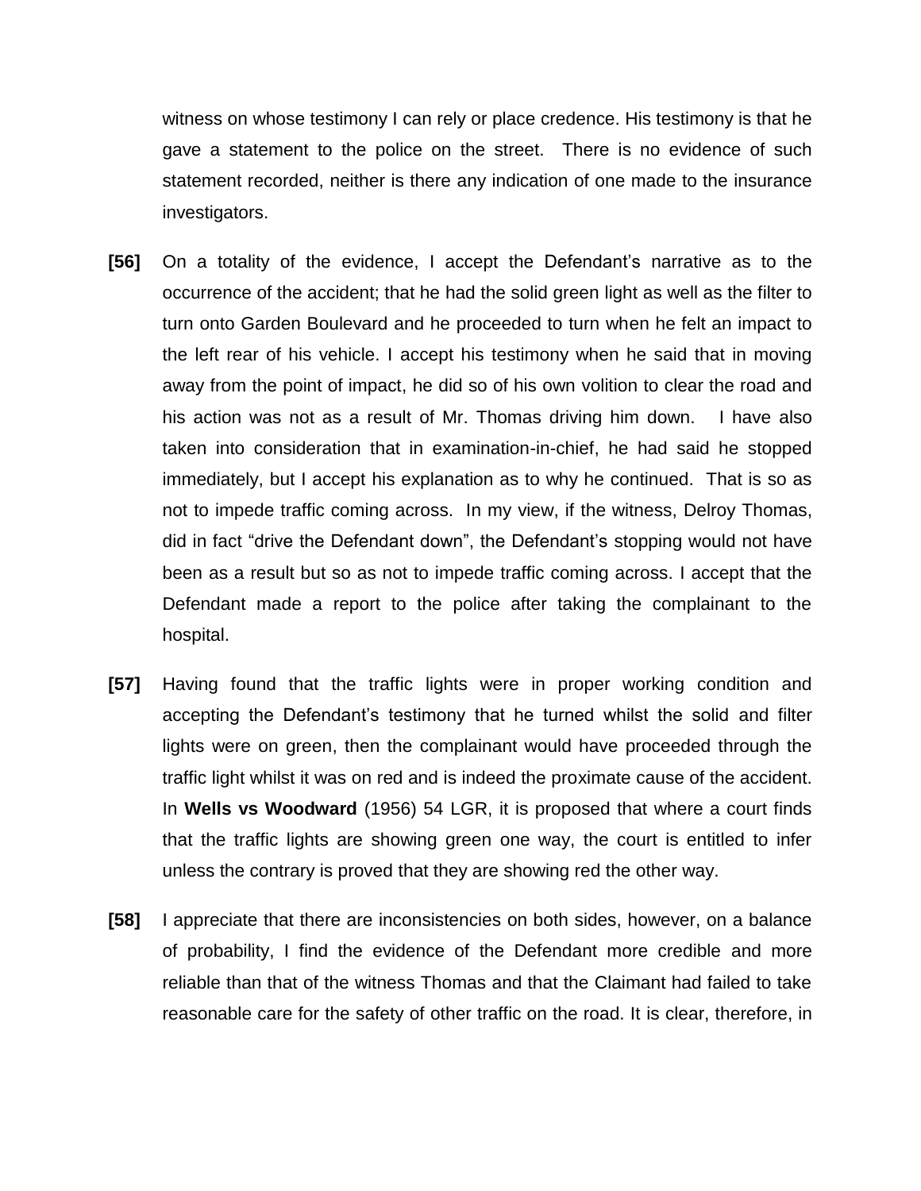witness on whose testimony I can rely or place credence. His testimony is that he gave a statement to the police on the street. There is no evidence of such statement recorded, neither is there any indication of one made to the insurance investigators.

**[56]** On a totality of the evidence, I accept the Defendant's narrative as to the occurrence of the accident; that he had the solid green light as well as the filter to turn onto Garden Boulevard and he proceeded to turn when he felt an impact to the left rear of his vehicle. I accept his testimony when he said that in moving away from the point of impact, he did so of his own volition to clear the road and his action was not as a result of Mr. Thomas driving him down. I have also taken into consideration that in examination-in-chief, he had said he stopped immediately, but I accept his explanation as to why he continued. That is so as not to impede traffic coming across. In my view, if the witness, Delroy Thomas, did in fact "drive the Defendant down", the Defendant's stopping would not have been as a result but so as not to impede traffic coming across. I accept that the Defendant made a report to the police after taking the complainant to the hospital.

**[57]** Having found that the traffic lights were in proper working condition and accepting the Defendant's testimony that he turned whilst the solid and filter lights were on green, then the complainant would have proceeded through the traffic light whilst it was on red and is indeed the proximate cause of the accident. In **Wells vs Woodward** (1956) 54 LGR, it is proposed that where a court finds that the traffic lights are showing green one way, the court is entitled to infer unless the contrary is proved that they are showing red the other way.

**[58]** I appreciate that there are inconsistencies on both sides, however, on a balance of probability, I find the evidence of the Defendant more credible and more reliable than that of the witness Thomas and that the Claimant had failed to take reasonable care for the safety of other traffic on the road. It is clear, therefore, in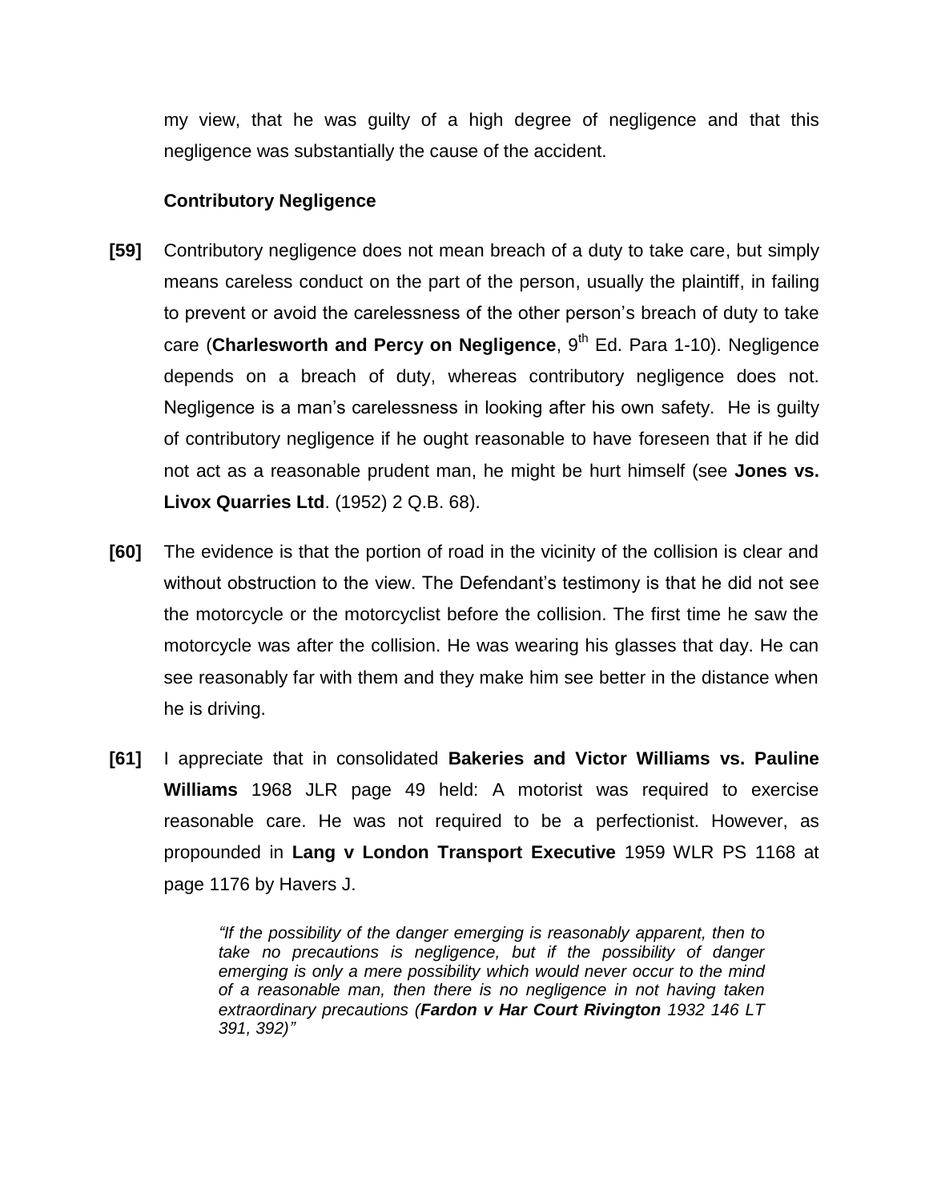my view, that he was guilty of a high degree of negligence and that this negligence was substantially the cause of the accident.

**Contributory Negligence**

**[59]** Contributory negligence does not mean breach of a duty to take care, but simply means careless conduct on the part of the person, usually the plaintiff, in failing to prevent or avoid the carelessness of the other person's breach of duty to take care (**Charlesworth and Percy on Negligence**, 9th Ed. Para 1-10). Negligence depends on a breach of duty, whereas contributory negligence does not. Negligence is a man's carelessness in looking after his own safety. He is guilty of contributory negligence if he ought reasonable to have foreseen that if he did not act as a reasonable prudent man, he might be hurt himself (see **Jones vs. Livox Quarries Ltd**. (1952) 2 Q.B. 68).

**[60]** The evidence is that the portion of road in the vicinity of the collision is clear and without obstruction to the view. The Defendant's testimony is that he did not see the motorcycle or the motorcyclist before the collision. The first time he saw the motorcycle was after the collision. He was wearing his glasses that day. He can see reasonably far with them and they make him see better in the distance when he is driving.

**[61]** I appreciate that in consolidated **Bakeries and Victor Williams vs. Pauline Williams** 1968 JLR page 49 held: A motorist was required to exercise reasonable care. He was not required to be a perfectionist. However, as propounded in **Lang v London Transport Executive** 1959 WLR PS 1168 at page 1176 by Havers J.

> *"If the possibility of the danger emerging is reasonably apparent, then to take no precautions is negligence, but if the possibility of danger emerging is only a mere possibility which would never occur to the mind of a reasonable man, then there is no negligence in not having taken extraordinary precautions (**Fardon v Har Court Rivington** 1932 146 LT 391, 392)"*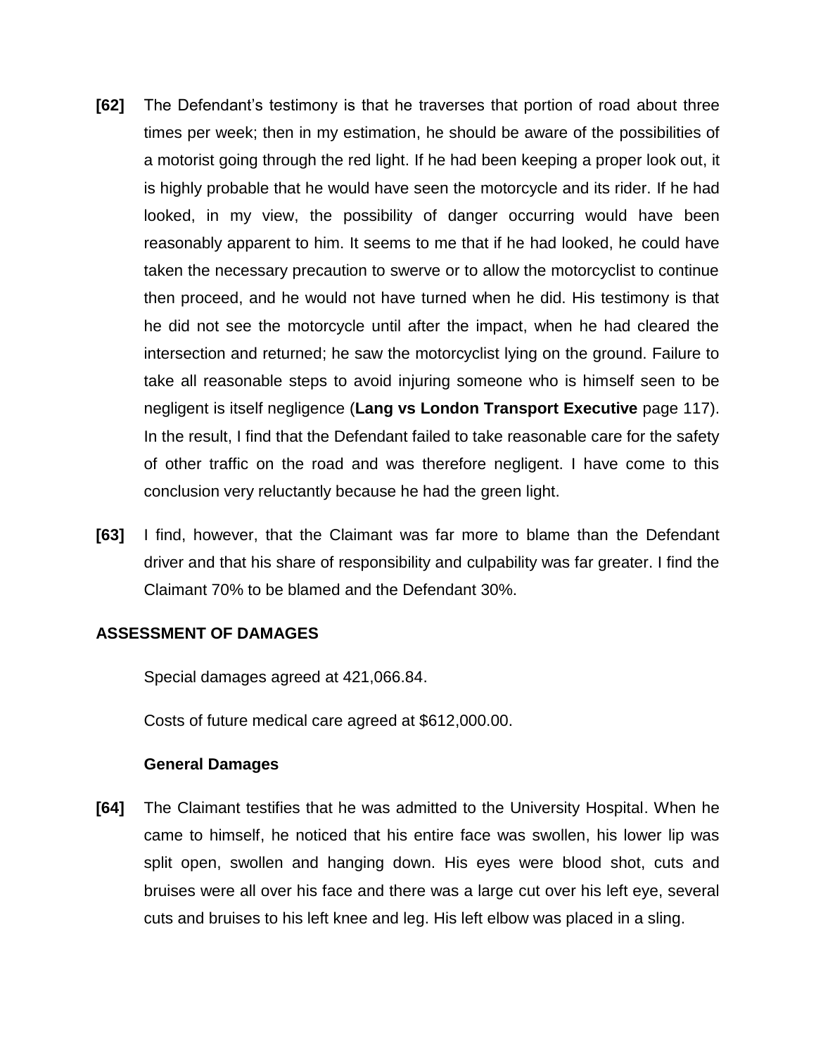**[62]** The Defendant's testimony is that he traverses that portion of road about three times per week; then in my estimation, he should be aware of the possibilities of a motorist going through the red light. If he had been keeping a proper look out, it is highly probable that he would have seen the motorcycle and its rider. If he had looked, in my view, the possibility of danger occurring would have been reasonably apparent to him. It seems to me that if he had looked, he could have taken the necessary precaution to swerve or to allow the motorcyclist to continue then proceed, and he would not have turned when he did. His testimony is that he did not see the motorcycle until after the impact, when he had cleared the intersection and returned; he saw the motorcyclist lying on the ground. Failure to take all reasonable steps to avoid injuring someone who is himself seen to be negligent is itself negligence (**Lang vs London Transport Executive** page 117). In the result, I find that the Defendant failed to take reasonable care for the safety of other traffic on the road and was therefore negligent. I have come to this conclusion very reluctantly because he had the green light.

**[63]** I find, however, that the Claimant was far more to blame than the Defendant driver and that his share of responsibility and culpability was far greater. I find the Claimant 70% to be blamed and the Defendant 30%.

## ASSESSMENT OF DAMAGES

Special damages agreed at 421,066.84.

Costs of future medical care agreed at $612,000.00.

### General Damages

**[64]** The Claimant testifies that he was admitted to the University Hospital. When he came to himself, he noticed that his entire face was swollen, his lower lip was split open, swollen and hanging down. His eyes were blood shot, cuts and bruises were all over his face and there was a large cut over his left eye, several cuts and bruises to his left knee and leg. His left elbow was placed in a sling.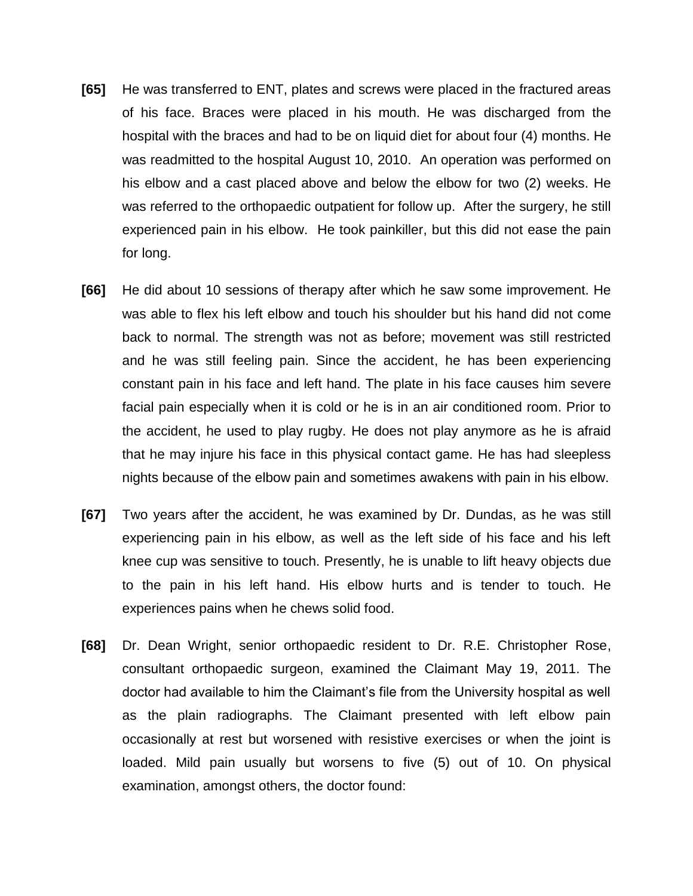**[65]** He was transferred to ENT, plates and screws were placed in the fractured areas of his face. Braces were placed in his mouth. He was discharged from the hospital with the braces and had to be on liquid diet for about four (4) months. He was readmitted to the hospital August 10, 2010. An operation was performed on his elbow and a cast placed above and below the elbow for two (2) weeks. He was referred to the orthopaedic outpatient for follow up. After the surgery, he still experienced pain in his elbow. He took painkiller, but this did not ease the pain for long.

**[66]** He did about 10 sessions of therapy after which he saw some improvement. He was able to flex his left elbow and touch his shoulder but his hand did not come back to normal. The strength was not as before; movement was still restricted and he was still feeling pain. Since the accident, he has been experiencing constant pain in his face and left hand. The plate in his face causes him severe facial pain especially when it is cold or he is in an air conditioned room. Prior to the accident, he used to play rugby. He does not play anymore as he is afraid that he may injure his face in this physical contact game. He has had sleepless nights because of the elbow pain and sometimes awakens with pain in his elbow.

**[67]** Two years after the accident, he was examined by Dr. Dundas, as he was still experiencing pain in his elbow, as well as the left side of his face and his left knee cup was sensitive to touch. Presently, he is unable to lift heavy objects due to the pain in his left hand. His elbow hurts and is tender to touch. He experiences pains when he chews solid food.

**[68]** Dr. Dean Wright, senior orthopaedic resident to Dr. R.E. Christopher Rose, consultant orthopaedic surgeon, examined the Claimant May 19, 2011. The doctor had available to him the Claimant's file from the University hospital as well as the plain radiographs. The Claimant presented with left elbow pain occasionally at rest but worsened with resistive exercises or when the joint is loaded. Mild pain usually but worsens to five (5) out of 10. On physical examination, amongst others, the doctor found: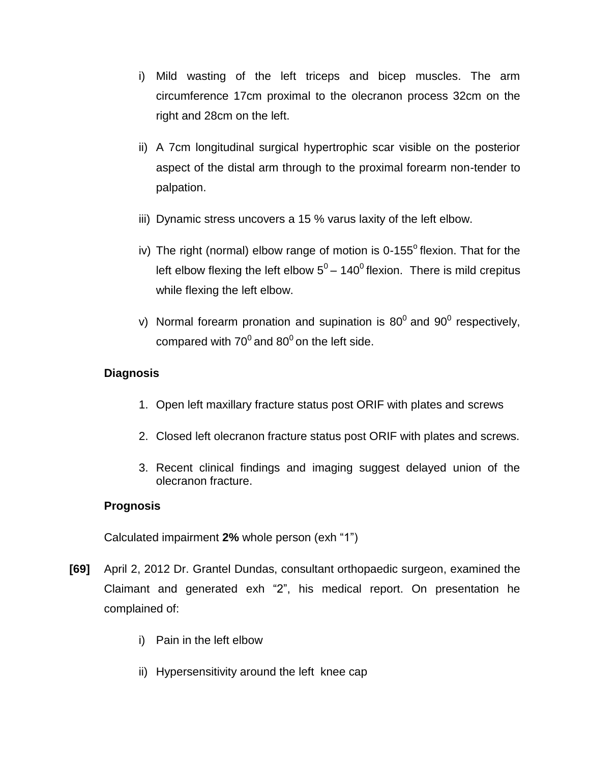i) Mild wasting of the left triceps and bicep muscles. The arm circumference 17cm proximal to the olecranon process 32cm on the right and 28cm on the left.

ii) A 7cm longitudinal surgical hypertrophic scar visible on the posterior aspect of the distal arm through to the proximal forearm non-tender to palpation.

iii) Dynamic stress uncovers a 15 % varus laxity of the left elbow.

iv) The right (normal) elbow range of motion is $0\text{-}155^{o}$ flexion. That for the left elbow flexing the left elbow $5^{0} – 140^{0}$ flexion. There is mild crepitus while flexing the left elbow.

v) Normal forearm pronation and supination is $80^{0}$ and $90^{0}$ respectively, compared with $70^{0}$ and $80^{0}$ on the left side.

**Diagnosis**

1. Open left maxillary fracture status post ORIF with plates and screws
2. Closed left olecranon fracture status post ORIF with plates and screws.
3. Recent clinical findings and imaging suggest delayed union of the olecranon fracture.

**Prognosis**

Calculated impairment **2%** whole person (exh "1")

**[69]** April 2, 2012 Dr. Grantel Dundas, consultant orthopaedic surgeon, examined the Claimant and generated exh "2", his medical report. On presentation he complained of:

i) Pain in the left elbow

ii) Hypersensitivity around the left knee cap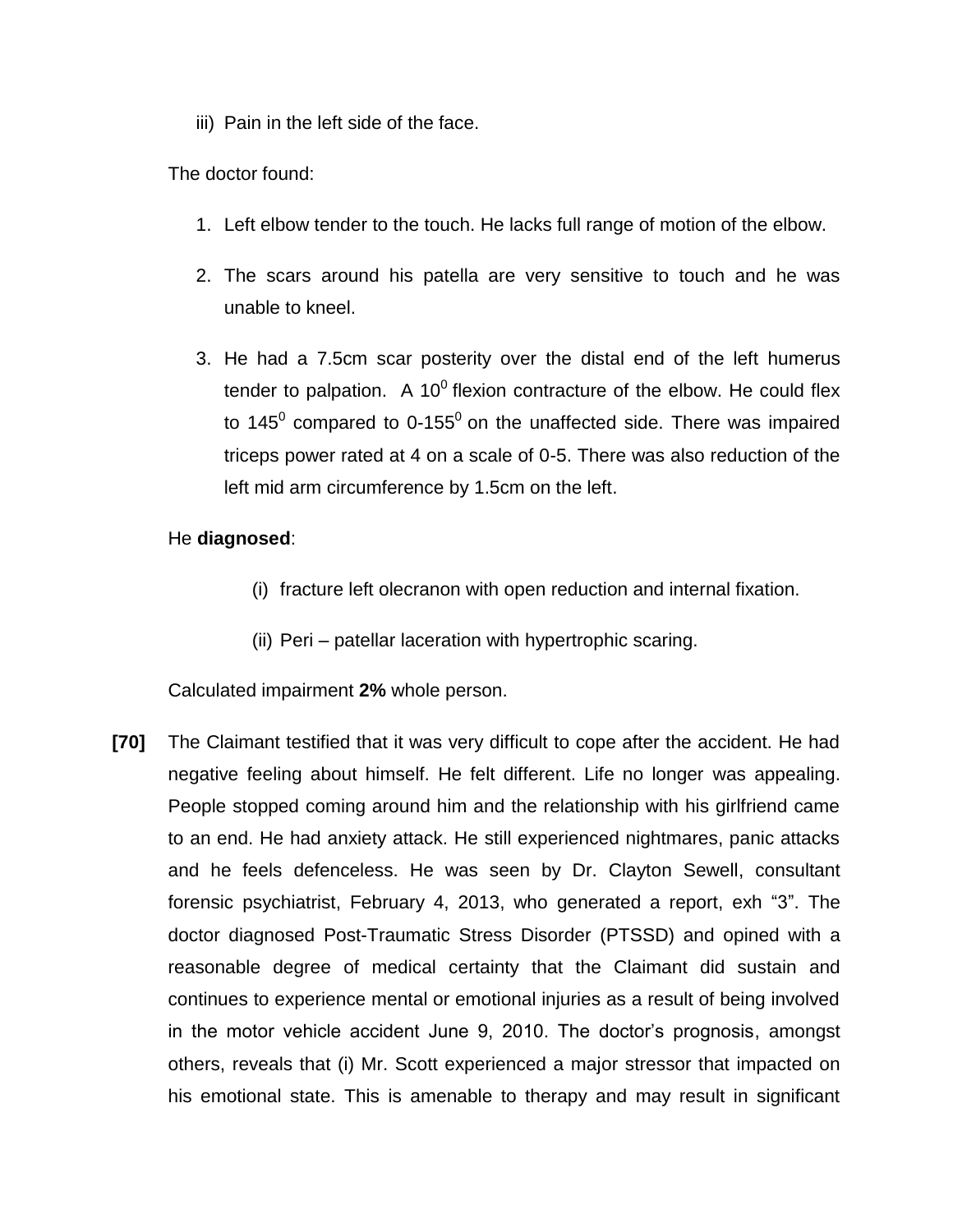iii) Pain in the left side of the face.

The doctor found:

1. Left elbow tender to the touch. He lacks full range of motion of the elbow.
2. The scars around his patella are very sensitive to touch and he was unable to kneel.
3. He had a 7.5cm scar posterity over the distal end of the left humerus tender to palpation. A $10^0$ flexion contracture of the elbow. He could flex to $145^0$ compared to 0-$155^0$ on the unaffected side. There was impaired triceps power rated at 4 on a scale of 0-5. There was also reduction of the left mid arm circumference by 1.5cm on the left.

He **diagnosed**:

(i) fracture left olecranon with open reduction and internal fixation.

(ii) Peri – patellar laceration with hypertrophic scaring.

Calculated impairment **2%** whole person.

**[70]** The Claimant testified that it was very difficult to cope after the accident. He had negative feeling about himself. He felt different. Life no longer was appealing. People stopped coming around him and the relationship with his girlfriend came to an end. He had anxiety attack. He still experienced nightmares, panic attacks and he feels defenceless. He was seen by Dr. Clayton Sewell, consultant forensic psychiatrist, February 4, 2013, who generated a report, exh "3". The doctor diagnosed Post-Traumatic Stress Disorder (PTSSD) and opined with a reasonable degree of medical certainty that the Claimant did sustain and continues to experience mental or emotional injuries as a result of being involved in the motor vehicle accident June 9, 2010. The doctor's prognosis, amongst others, reveals that (i) Mr. Scott experienced a major stressor that impacted on his emotional state. This is amenable to therapy and may result in significant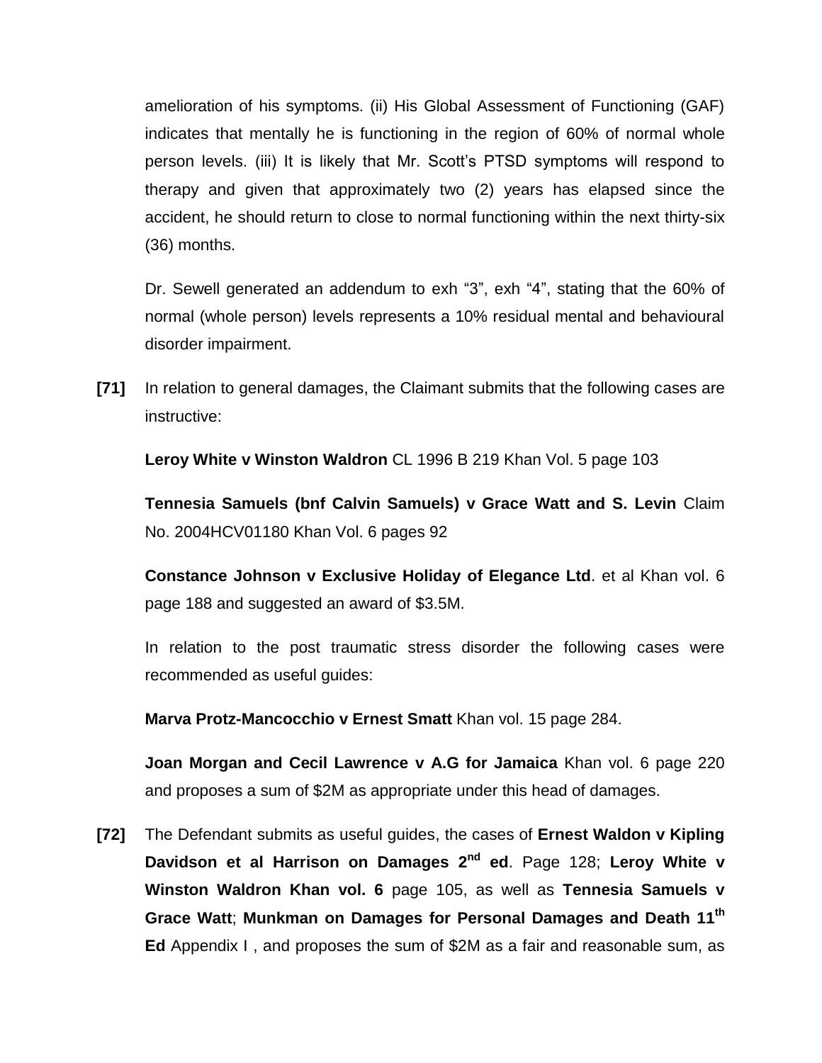amelioration of his symptoms. (ii) His Global Assessment of Functioning (GAF) indicates that mentally he is functioning in the region of 60% of normal whole person levels. (iii) It is likely that Mr. Scott's PTSD symptoms will respond to therapy and given that approximately two (2) years has elapsed since the accident, he should return to close to normal functioning within the next thirty-six (36) months.

Dr. Sewell generated an addendum to exh "3", exh "4", stating that the 60% of normal (whole person) levels represents a 10% residual mental and behavioural disorder impairment.

**[71]** In relation to general damages, the Claimant submits that the following cases are instructive:

**Leroy White v Winston Waldron** CL 1996 B 219 Khan Vol. 5 page 103

**Tennesia Samuels (bnf Calvin Samuels) v Grace Watt and S. Levin** Claim No. 2004HCV01180 Khan Vol. 6 pages 92

**Constance Johnson v Exclusive Holiday of Elegance Ltd**. et al Khan vol. 6 page 188 and suggested an award of $3.5M.

In relation to the post traumatic stress disorder the following cases were recommended as useful guides:

**Marva Protz-Mancocchio v Ernest Smatt** Khan vol. 15 page 284.

**Joan Morgan and Cecil Lawrence v A.G for Jamaica** Khan vol. 6 page 220 and proposes a sum of $2M as appropriate under this head of damages.

**[72]** The Defendant submits as useful guides, the cases of **Ernest Waldon v Kipling Davidson et al Harrison on Damages 2nd ed**. Page 128; **Leroy White v Winston Waldron Khan vol. 6** page 105, as well as **Tennesia Samuels v Grace Watt**; **Munkman on Damages for Personal Damages and Death 11th Ed** Appendix I , and proposes the sum of $2M as a fair and reasonable sum, as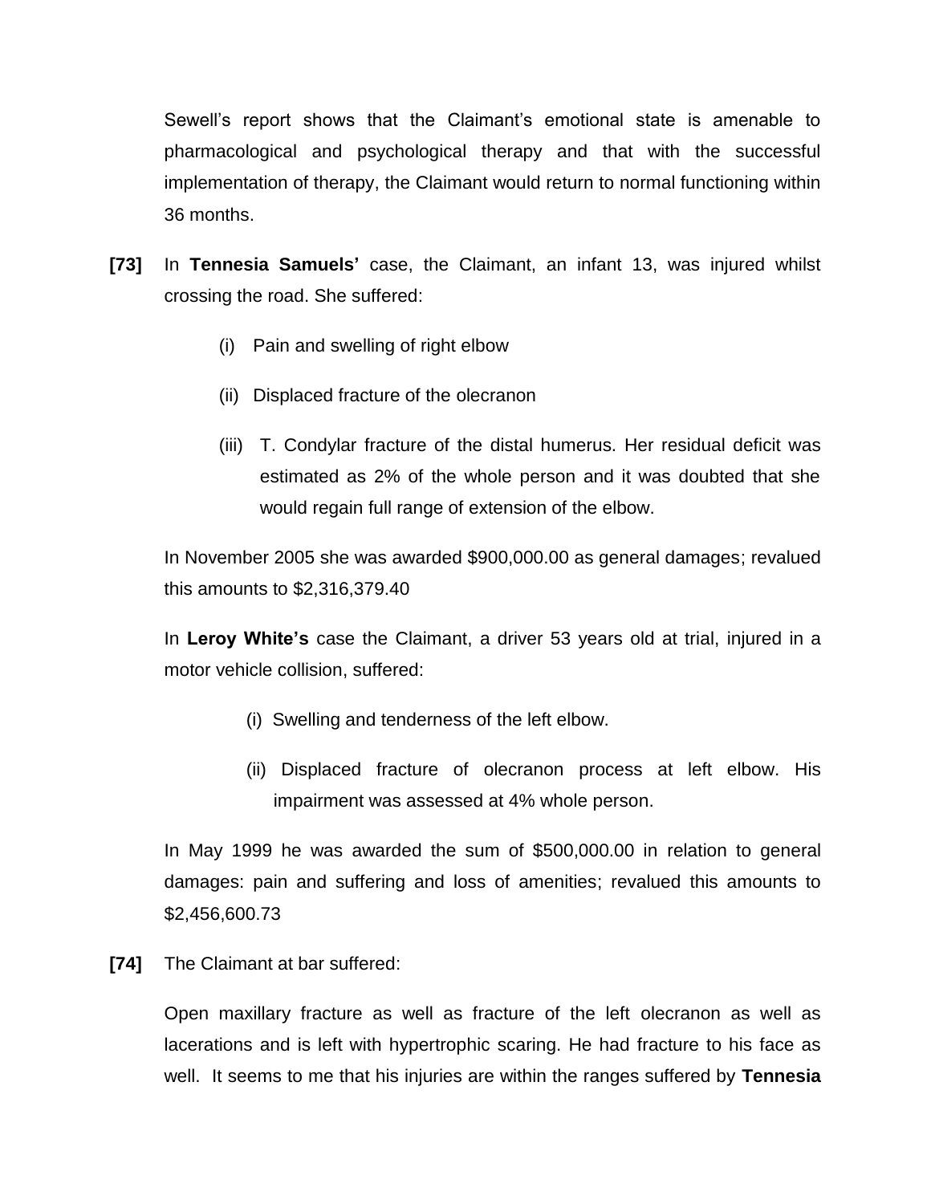Sewell's report shows that the Claimant's emotional state is amenable to pharmacological and psychological therapy and that with the successful implementation of therapy, the Claimant would return to normal functioning within 36 months.

**[73]** In **Tennesia Samuels'** case, the Claimant, an infant 13, was injured whilst crossing the road. She suffered:

(i) Pain and swelling of right elbow

(ii) Displaced fracture of the olecranon

(iii) T. Condylar fracture of the distal humerus. Her residual deficit was estimated as 2% of the whole person and it was doubted that she would regain full range of extension of the elbow.

In November 2005 she was awarded $900,000.00 as general damages; revalued this amounts to $2,316,379.40

In **Leroy White's** case the Claimant, a driver 53 years old at trial, injured in a motor vehicle collision, suffered:

(i) Swelling and tenderness of the left elbow.

(ii) Displaced fracture of olecranon process at left elbow. His impairment was assessed at 4% whole person.

In May 1999 he was awarded the sum of $500,000.00 in relation to general damages: pain and suffering and loss of amenities; revalued this amounts to $2,456,600.73

**[74]** The Claimant at bar suffered:

Open maxillary fracture as well as fracture of the left olecranon as well as lacerations and is left with hypertrophic scaring. He had fracture to his face as well. It seems to me that his injuries are within the ranges suffered by **Tennesia**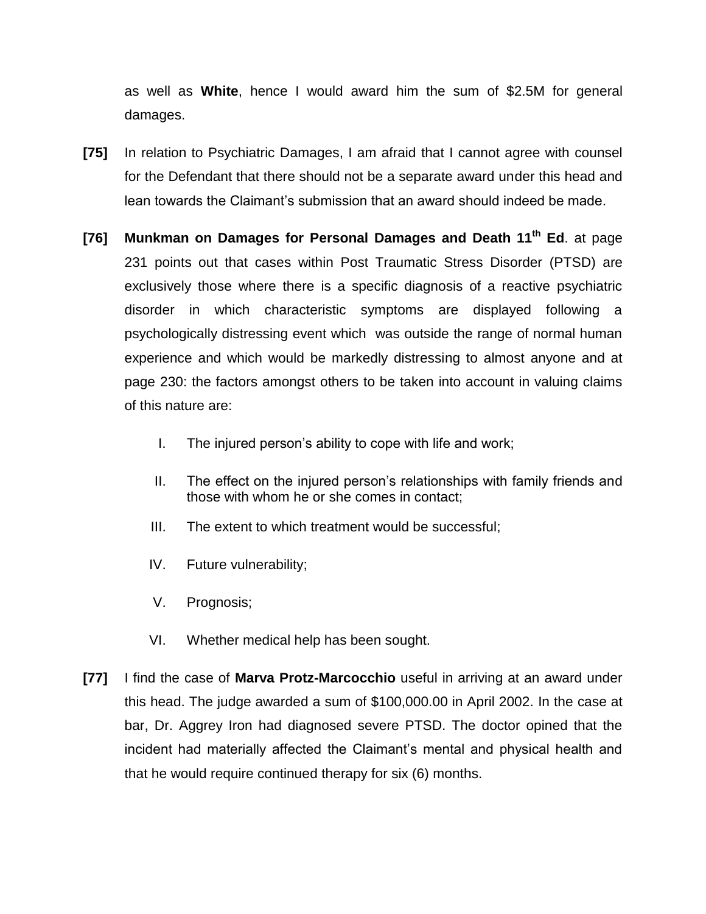as well as **White**, hence I would award him the sum of $2.5M for general damages.

**[75]** In relation to Psychiatric Damages, I am afraid that I cannot agree with counsel for the Defendant that there should not be a separate award under this head and lean towards the Claimant's submission that an award should indeed be made.

**[76]** **Munkman on Damages for Personal Damages and Death 11th Ed**. at page 231 points out that cases within Post Traumatic Stress Disorder (PTSD) are exclusively those where there is a specific diagnosis of a reactive psychiatric disorder in which characteristic symptoms are displayed following a psychologically distressing event which was outside the range of normal human experience and which would be markedly distressing to almost anyone and at page 230: the factors amongst others to be taken into account in valuing claims of this nature are:

I. The injured person's ability to cope with life and work;

II. The effect on the injured person's relationships with family friends and those with whom he or she comes in contact;

III. The extent to which treatment would be successful;

IV. Future vulnerability;

V. Prognosis;

VI. Whether medical help has been sought.

**[77]** I find the case of **Marva Protz-Marcocchio** useful in arriving at an award under this head. The judge awarded a sum of $100,000.00 in April 2002. In the case at bar, Dr. Aggrey Iron had diagnosed severe PTSD. The doctor opined that the incident had materially affected the Claimant's mental and physical health and that he would require continued therapy for six (6) months.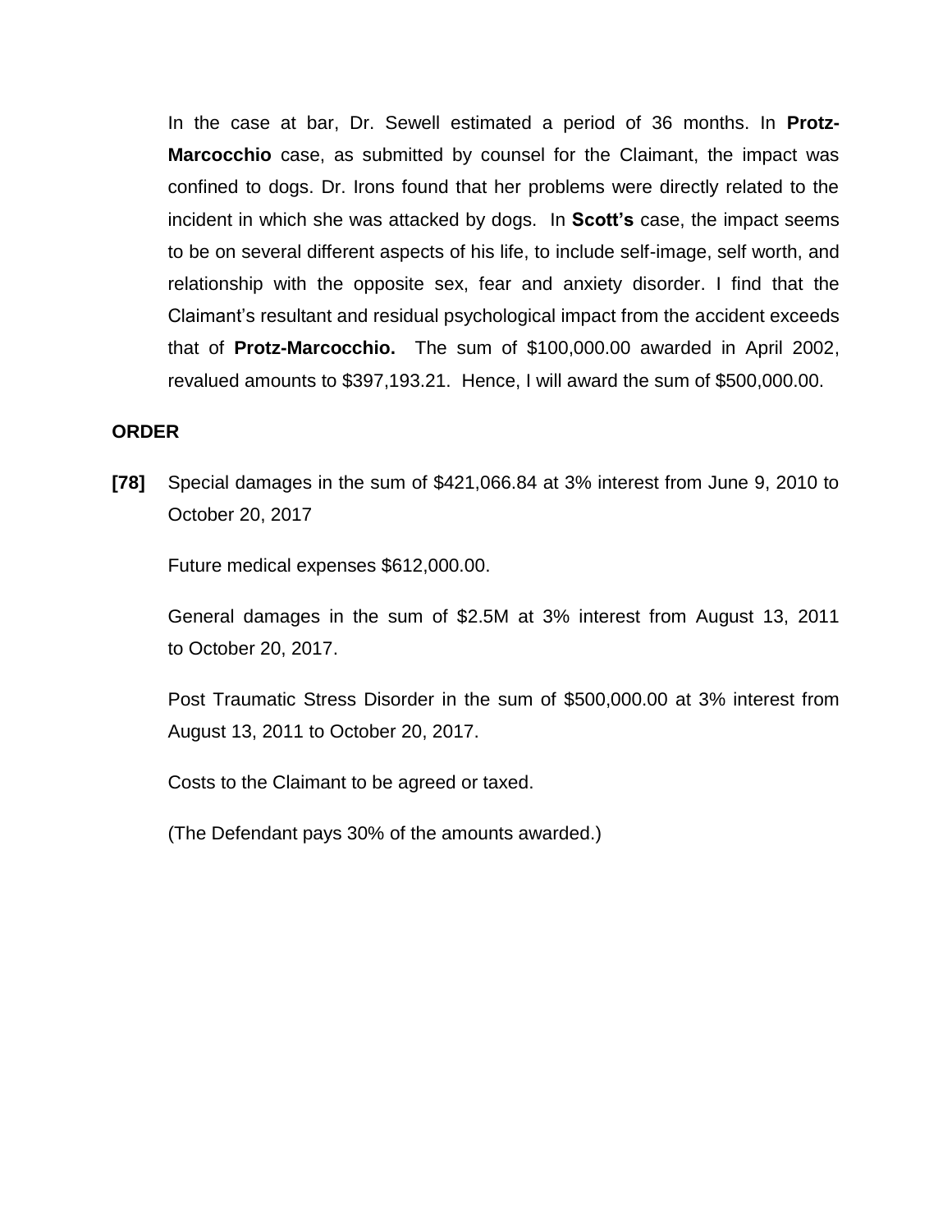In the case at bar, Dr. Sewell estimated a period of 36 months. In **Protz-Marcocchio** case, as submitted by counsel for the Claimant, the impact was confined to dogs. Dr. Irons found that her problems were directly related to the incident in which she was attacked by dogs. In **Scott's** case, the impact seems to be on several different aspects of his life, to include self-image, self worth, and relationship with the opposite sex, fear and anxiety disorder. I find that the Claimant's resultant and residual psychological impact from the accident exceeds that of **Protz-Marcocchio.** The sum of $100,000.00 awarded in April 2002, revalued amounts to $397,193.21. Hence, I will award the sum of $500,000.00.

**ORDER**

**[78]** Special damages in the sum of $421,066.84 at 3% interest from June 9, 2010 to October 20, 2017

Future medical expenses $612,000.00.

General damages in the sum of $2.5M at 3% interest from August 13, 2011 to October 20, 2017.

Post Traumatic Stress Disorder in the sum of $500,000.00 at 3% interest from August 13, 2011 to October 20, 2017.

Costs to the Claimant to be agreed or taxed.

(The Defendant pays 30% of the amounts awarded.)